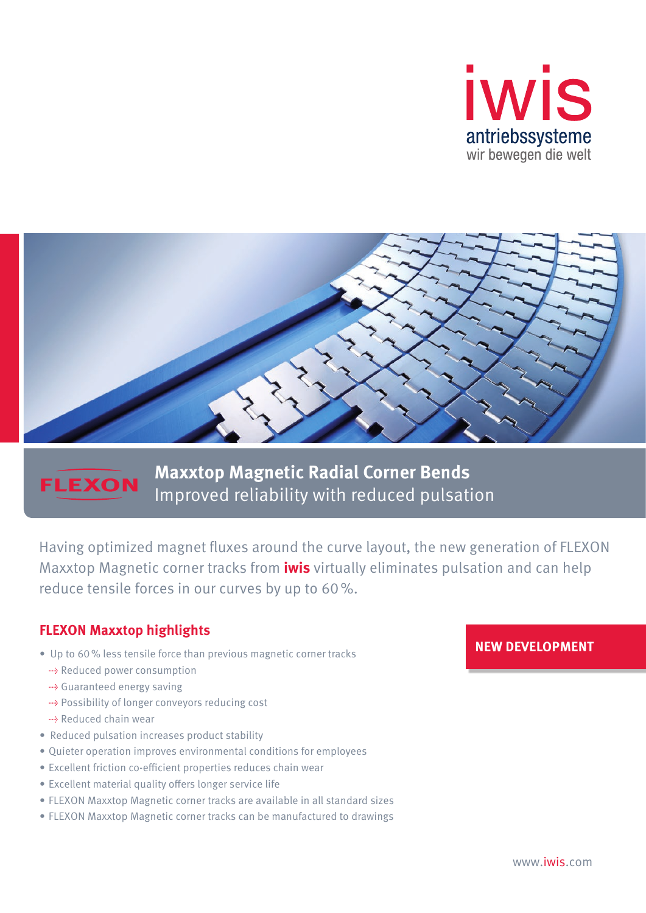iwis

antriebssysteme
wir bewegen die welt

FLEXON

# Maxxtop Magnetic Radial Corner Bends

## Improved reliability with reduced pulsation

Having optimized magnet fluxes around the curve layout, the new generation of FLEXON Maxxtop Magnetic corner tracks from **iwis** virtually eliminates pulsation and can help reduce tensile forces in our curves by up to 60 %.

### FLEXON Maxxtop highlights

- Up to 60 % less tensile force than previous magnetic corner tracks
  - Reduced power consumption
  - Guaranteed energy saving
  - Possibility of longer conveyors reducing cost
  - Reduced chain wear
- Reduced pulsation increases product stability
- Quieter operation improves environmental conditions for employees
- Excellent friction co-efficient properties reduces chain wear
- Excellent material quality offers longer service life
- FLEXON Maxxtop Magnetic corner tracks are available in all standard sizes
- FLEXON Maxxtop Magnetic corner tracks can be manufactured to drawings

**NEW DEVELOPMENT**

www.iwis.com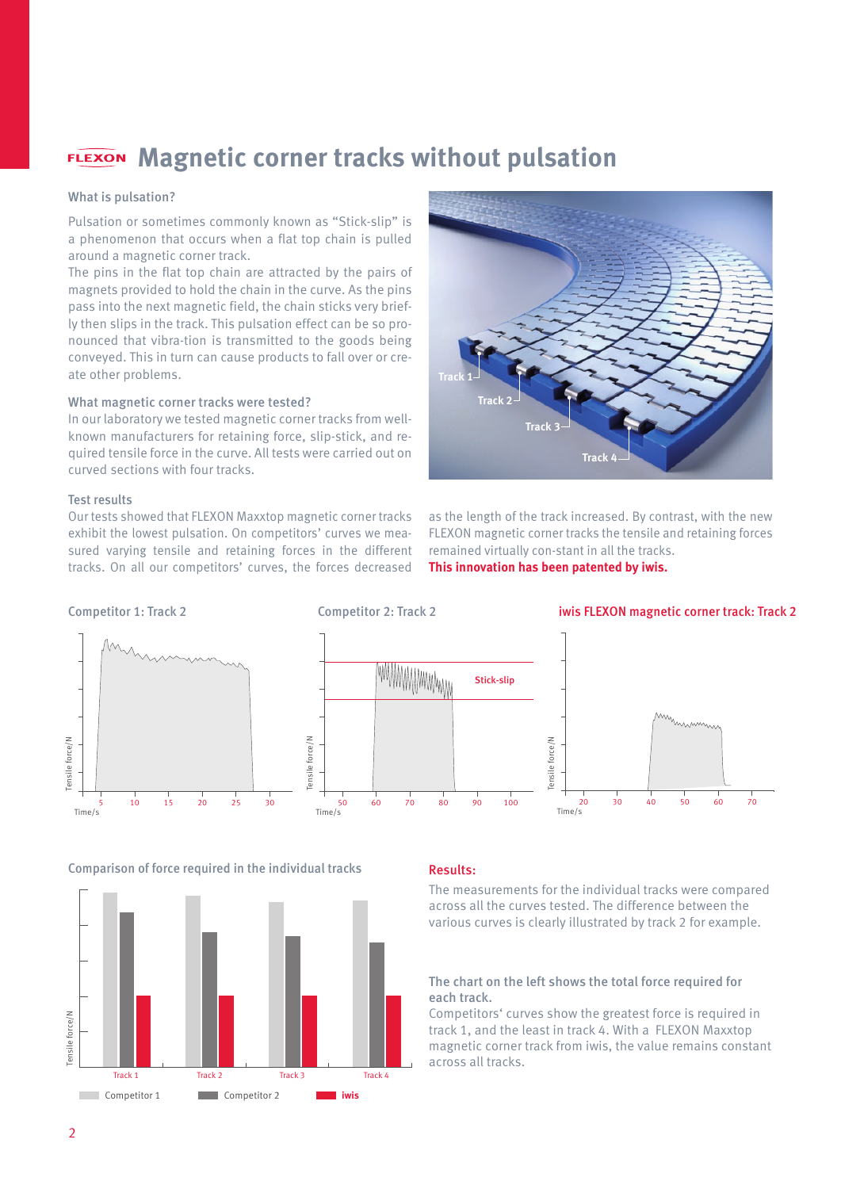# FLEXON Magnetic corner tracks without pulsation

### What is pulsation?

Pulsation or sometimes commonly known as "Stick-slip" is a phenomenon that occurs when a flat top chain is pulled around a magnetic corner track.
The pins in the flat top chain are attracted by the pairs of magnets provided to hold the chain in the curve. As the pins pass into the next magnetic field, the chain sticks very briefly then slips in the track. This pulsation effect can be so pronounced that vibra-tion is transmitted to the goods being conveyed. This in turn can cause products to fall over or create other problems.

### What magnetic corner tracks were tested?

In our laboratory we tested magnetic corner tracks from well-known manufacturers for retaining force, slip-stick, and required tensile force in the curve. All tests were carried out on curved sections with four tracks.

Track 1
Track 2
Track 3
Track 4

### Test results

Our tests showed that FLEXON Maxxtop magnetic corner tracks exhibit the lowest pulsation. On competitors' curves we measured varying tensile and retaining forces in the different tracks. On all our competitors' curves, the forces decreased as the length of the track increased. By contrast, with the new FLEXON magnetic corner tracks the tensile and retaining forces remained virtually con-stant in all the tracks.
**This innovation has been patented by iwis.**

Competitor 1: Track 2

Tensile force/N
5 10 15 20 25 30
Time/s

Competitor 2: Track 2

Stick-slip
Tensile force/N
50 60 70 80 90 100
Time/s

iwis FLEXON magnetic corner track: Track 2

Tensile force/N
20 30 40 50 60 70
Time/s

Comparison of force required in the individual tracks

Tensile force/N
Track 1 Track 2 Track 3 Track 4
Competitor 1 Competitor 2 iwis

### Results:

The measurements for the individual tracks were compared across all the curves tested. The difference between the various curves is clearly illustrated by track 2 for example.

### The chart on the left shows the total force required for each track.

Competitors' curves show the greatest force is required in track 1, and the least in track 4. With a FLEXON Maxxtop magnetic corner track from iwis, the value remains constant across all tracks.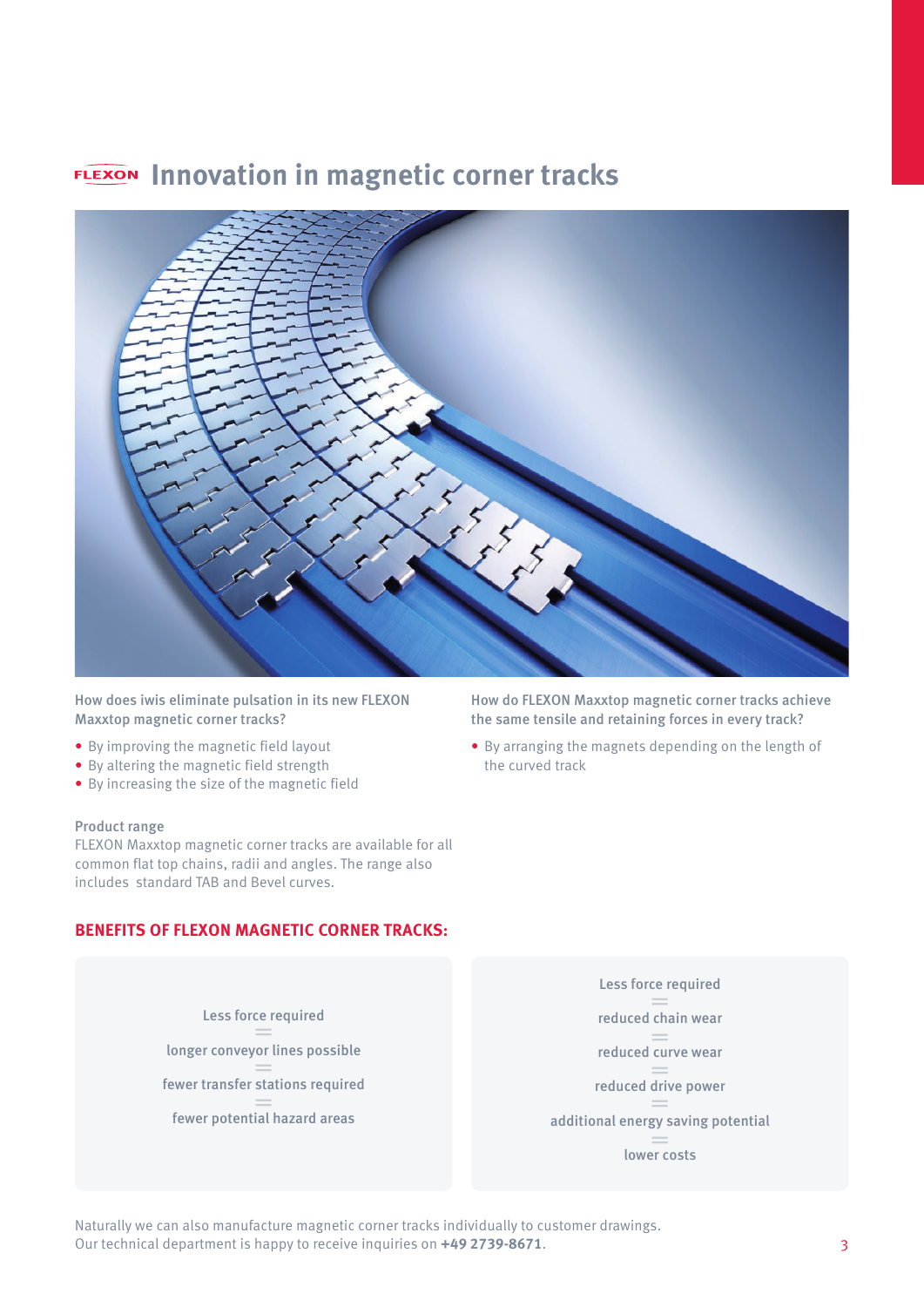# FLEXON Innovation in magnetic corner tracks

**How does iwis eliminate pulsation in its new FLEXON Maxxtop magnetic corner tracks?**

- By improving the magnetic field layout
- By altering the magnetic field strength
- By increasing the size of the magnetic field

**How do FLEXON Maxxtop magnetic corner tracks achieve the same tensile and retaining forces in every track?**

- By arranging the magnets depending on the length of the curved track

**Product range**

FLEXON Maxxtop magnetic corner tracks are available for all common flat top chains, radii and angles. The range also includes standard TAB and Bevel curves.

## BENEFITS OF FLEXON MAGNETIC CORNER TRACKS:

Less force required
=
longer conveyor lines possible
=
fewer transfer stations required
=
fewer potential hazard areas

Less force required
=
reduced chain wear
=
reduced curve wear
=
reduced drive power
=
additional energy saving potential
=
lower costs

Naturally we can also manufacture magnetic corner tracks individually to customer drawings.
Our technical department is happy to receive inquiries on **+49 2739-8671**.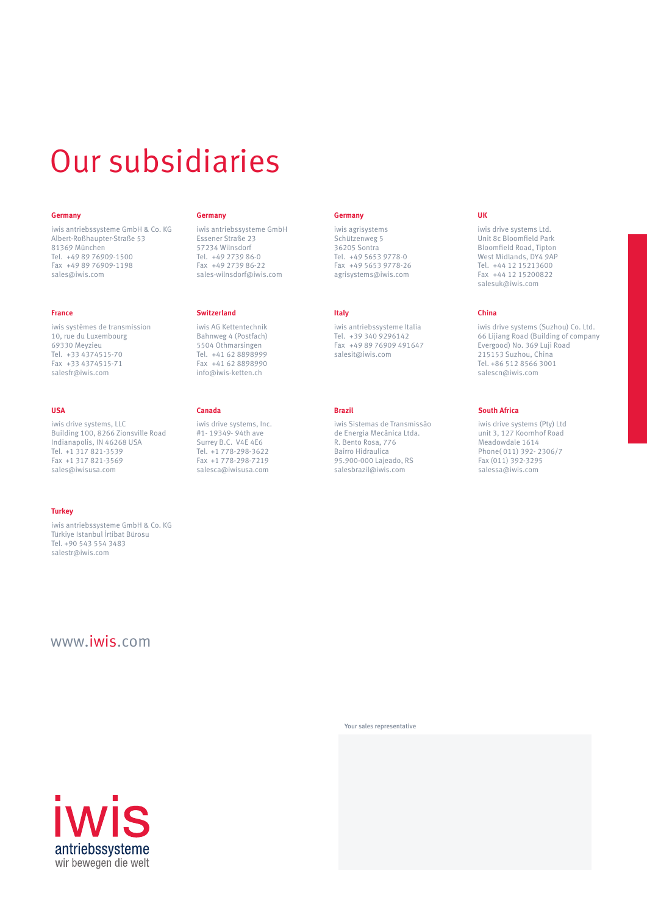# Our subsidiaries

**Germany**

iwis antriebssysteme GmbH & Co. KG
Albert-Roßhaupter-Straße 53
81369 München
Tel. +49 89 76909-1500
Fax +49 89 76909-1198
sales@iwis.com

**Germany**

iwis antriebssysteme GmbH
Essener Straße 23
57234 Wilnsdorf
Tel. +49 2739 86-0
Fax +49 2739 86-22
sales-wilnsdorf@iwis.com

**Germany**

iwis agrisystems
Schützenweg 5
36205 Sontra
Tel. +49 5653 9778-0
Fax +49 5653 9778-26
agrisystems@iwis.com

**UK**

iwis drive systems Ltd.
Unit 8c Bloomfield Park
Bloomfield Road, Tipton
West Midlands, DY4 9AP
Tel. +44 12 15213600
Fax +44 12 15200822
salesuk@iwis.com

**France**

iwis systèmes de transmission
10, rue du Luxembourg
69330 Meyzieu
Tel. +33 4374515-70
Fax +33 4374515-71
salesfr@iwis.com

**Switzerland**

iwis AG Kettentechnik
Bahnweg 4 (Postfach)
5504 Othmarsingen
Tel. +41 62 8898999
Fax +41 62 8898990
info@iwis-ketten.ch

**Italy**

iwis antriebssysteme Italia
Tel. +39 340 9296142
Fax +49 89 76909 491647
salesit@iwis.com

**China**

iwis drive systems (Suzhou) Co. Ltd.
66 Lijiang Road (Building of company Evergood) No. 369 Luji Road
215153 Suzhou, China
Tel. +86 512 8566 3001
salescn@iwis.com

**USA**

iwis drive systems, LLC
Building 100, 8266 Zionsville Road
Indianapolis, IN 46268 USA
Tel. +1 317 821-3539
Fax +1 317 821-3569
sales@iwisusa.com

**Canada**

iwis drive systems, Inc.
#1- 19349- 94th ave
Surrey B.C. V4E 4E6
Tel. +1 778-298-3622
Fax +1 778-298-7219
salesca@iwisusa.com

**Brazil**

iwis Sistemas de Transmissão de Energia Mecânica Ltda.
R. Bento Rosa, 776
Bairro Hidraulica
95.900-000 Lajeado, RS
salesbrazil@iwis.com

**South Africa**

iwis drive systems (Pty) Ltd
unit 3, 127 Koornhof Road
Meadowdale 1614
Phone( 011) 392- 2306/7
Fax (011) 392-3295
salessa@iwis.com

**Turkey**

iwis antriebssysteme GmbH & Co. KG
Türkiye Istanbul İrtibat Bürosu
Tel. +90 543 554 3483
salestr@iwis.com

www.iwis.com

Your sales representative

iwis
antriebssysteme
wir bewegen die welt